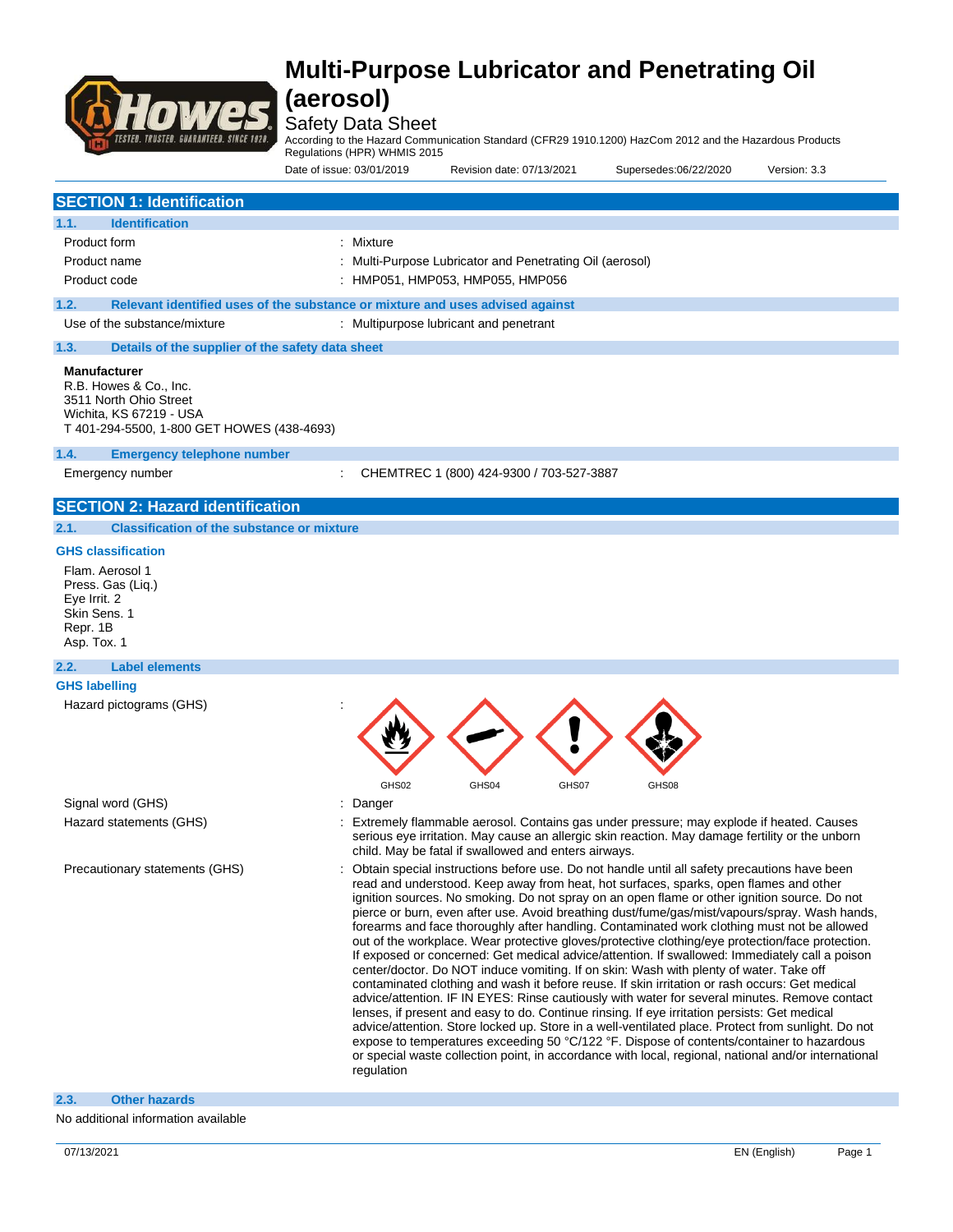# Multi-Purpose Lubricator and Penetrating Oil (aerosol)

Safety Data Sheet

According to the Hazard Communication Standard (CFR29 1910.1200) HazCom 2012 and the Hazardous Products Regulations (HPR) WHMIS 2015

Date of issue: 03/01/2019 Revision date: 07/13/2021 Supersedes:06/22/2020 Version: 3.3

## SECTION 1: Identification

### 1.1. Identification

| | |
|---|---|
| Product form | : Mixture |
| Product name | : Multi-Purpose Lubricator and Penetrating Oil (aerosol) |
| Product code | : HMP051, HMP053, HMP055, HMP056 |

### 1.2. Relevant identified uses of the substance or mixture and uses advised against

| | |
|---|---|
| Use of the substance/mixture | : Multipurpose lubricant and penetrant |

### 1.3. Details of the supplier of the safety data sheet

**Manufacturer**
R.B. Howes & Co., Inc.
3511 North Ohio Street
Wichita, KS 67219 - USA
T 401-294-5500, 1-800 GET HOWES (438-4693)

### 1.4. Emergency telephone number

| | |
|---|---|
| Emergency number | : CHEMTREC 1 (800) 424-9300 / 703-527-3887 |

## SECTION 2: Hazard identification

### 2.1. Classification of the substance or mixture

**GHS classification**

Flam. Aerosol 1
Press. Gas (Liq.)
Eye Irrit. 2
Skin Sens. 1
Repr. 1B
Asp. Tox. 1

### 2.2. Label elements

**GHS labelling**

Hazard pictograms (GHS) : GHS02 GHS04 GHS07 GHS08

Signal word (GHS) : Danger

Hazard statements (GHS) : Extremely flammable aerosol. Contains gas under pressure; may explode if heated. Causes serious eye irritation. May cause an allergic skin reaction. May damage fertility or the unborn child. May be fatal if swallowed and enters airways.

Precautionary statements (GHS) : Obtain special instructions before use. Do not handle until all safety precautions have been read and understood. Keep away from heat, hot surfaces, sparks, open flames and other ignition sources. No smoking. Do not spray on an open flame or other ignition source. Do not pierce or burn, even after use. Avoid breathing dust/fume/gas/mist/vapours/spray. Wash hands, forearms and face thoroughly after handling. Contaminated work clothing must not be allowed out of the workplace. Wear protective gloves/protective clothing/eye protection/face protection. If exposed or concerned: Get medical advice/attention. If swallowed: Immediately call a poison center/doctor. Do NOT induce vomiting. If on skin: Wash with plenty of water. Take off contaminated clothing and wash it before reuse. If skin irritation or rash occurs: Get medical advice/attention. IF IN EYES: Rinse cautiously with water for several minutes. Remove contact lenses, if present and easy to do. Continue rinsing. If eye irritation persists: Get medical advice/attention. Store locked up. Store in a well-ventilated place. Protect from sunlight. Do not expose to temperatures exceeding 50 °C/122 °F. Dispose of contents/container to hazardous or special waste collection point, in accordance with local, regional, national and/or international regulation

### 2.3. Other hazards

No additional information available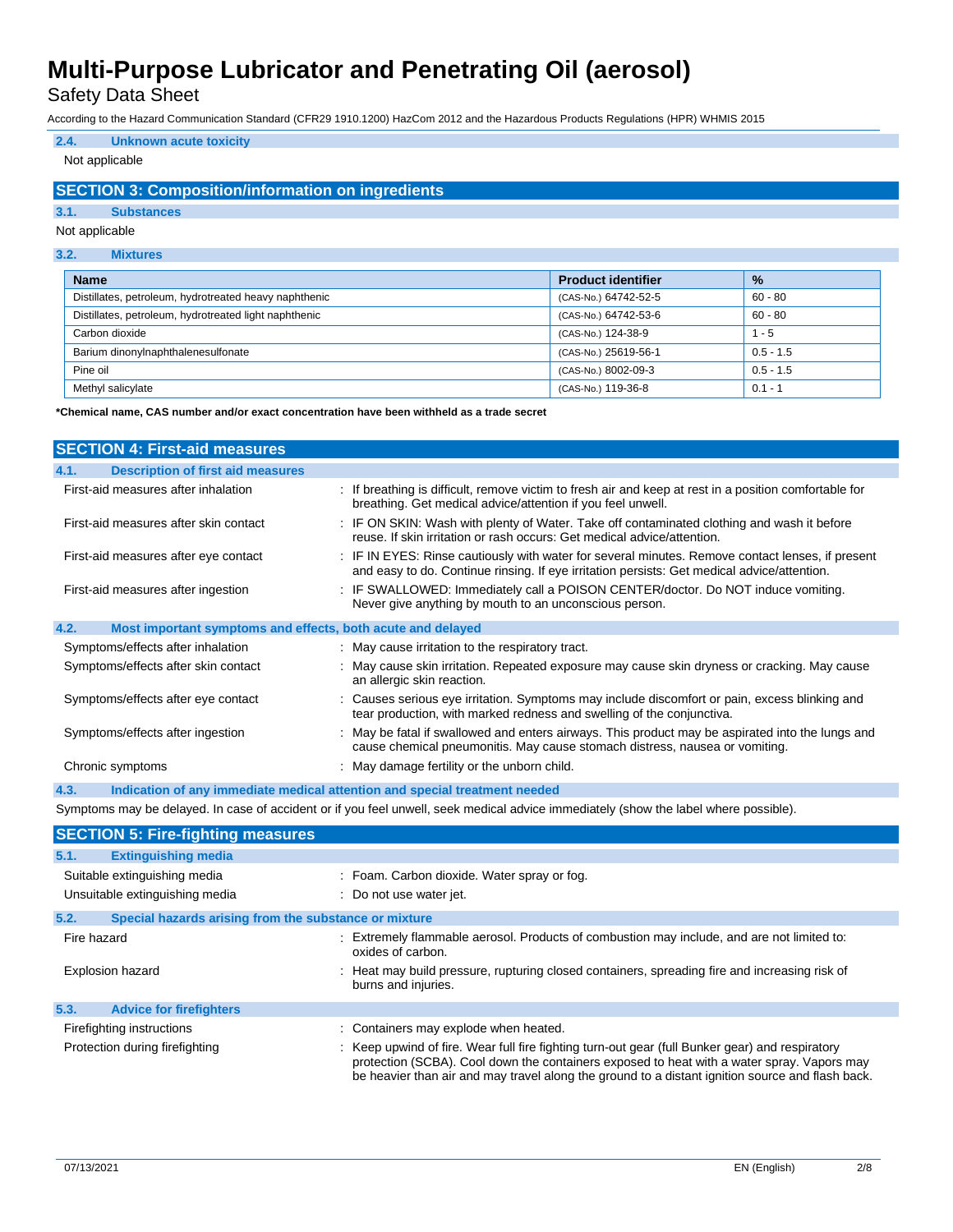### 2.4. Unknown acute toxicity

Not applicable

## SECTION 3: Composition/information on ingredients

### 3.1. Substances

Not applicable

### 3.2. Mixtures

| Name | Product identifier | % |
|---|---|---|
| Distillates, petroleum, hydrotreated heavy naphthenic | (CAS-No.) 64742-52-5 | 60 - 80 |
| Distillates, petroleum, hydrotreated light naphthenic | (CAS-No.) 64742-53-6 | 60 - 80 |
| Carbon dioxide | (CAS-No.) 124-38-9 | 1 - 5 |
| Barium dinonylnaphthalenesulfonate | (CAS-No.) 25619-56-1 | 0.5 - 1.5 |
| Pine oil | (CAS-No.) 8002-09-3 | 0.5 - 1.5 |
| Methyl salicylate | (CAS-No.) 119-36-8 | 0.1 - 1 |

***Chemical name, CAS number and/or exact concentration have been withheld as a trade secret**

## SECTION 4: First-aid measures

### 4.1. Description of first aid measures

| | |
|---|---|
| First-aid measures after inhalation | : If breathing is difficult, remove victim to fresh air and keep at rest in a position comfortable for breathing. Get medical advice/attention if you feel unwell. |
| First-aid measures after skin contact | : IF ON SKIN: Wash with plenty of Water. Take off contaminated clothing and wash it before reuse. If skin irritation or rash occurs: Get medical advice/attention. |
| First-aid measures after eye contact | : IF IN EYES: Rinse cautiously with water for several minutes. Remove contact lenses, if present and easy to do. Continue rinsing. If eye irritation persists: Get medical advice/attention. |
| First-aid measures after ingestion | : IF SWALLOWED: Immediately call a POISON CENTER/doctor. Do NOT induce vomiting. Never give anything by mouth to an unconscious person. |

### 4.2. Most important symptoms and effects, both acute and delayed

| | |
|---|---|
| Symptoms/effects after inhalation | : May cause irritation to the respiratory tract. |
| Symptoms/effects after skin contact | : May cause skin irritation. Repeated exposure may cause skin dryness or cracking. May cause an allergic skin reaction. |
| Symptoms/effects after eye contact | : Causes serious eye irritation. Symptoms may include discomfort or pain, excess blinking and tear production, with marked redness and swelling of the conjunctiva. |
| Symptoms/effects after ingestion | : May be fatal if swallowed and enters airways. This product may be aspirated into the lungs and cause chemical pneumonitis. May cause stomach distress, nausea or vomiting. |
| Chronic symptoms | : May damage fertility or the unborn child. |

### 4.3. Indication of any immediate medical attention and special treatment needed

Symptoms may be delayed. In case of accident or if you feel unwell, seek medical advice immediately (show the label where possible).

## SECTION 5: Fire-fighting measures

### 5.1. Extinguishing media

| | |
|---|---|
| Suitable extinguishing media | : Foam. Carbon dioxide. Water spray or fog. |
| Unsuitable extinguishing media | : Do not use water jet. |

### 5.2. Special hazards arising from the substance or mixture

| | |
|---|---|
| Fire hazard | : Extremely flammable aerosol. Products of combustion may include, and are not limited to: oxides of carbon. |
| Explosion hazard | : Heat may build pressure, rupturing closed containers, spreading fire and increasing risk of burns and injuries. |

### 5.3. Advice for firefighters

| | |
|---|---|
| Firefighting instructions | : Containers may explode when heated. |
| Protection during firefighting | : Keep upwind of fire. Wear full fire fighting turn-out gear (full Bunker gear) and respiratory protection (SCBA). Cool down the containers exposed to heat with a water spray. Vapors may be heavier than air and may travel along the ground to a distant ignition source and flash back. |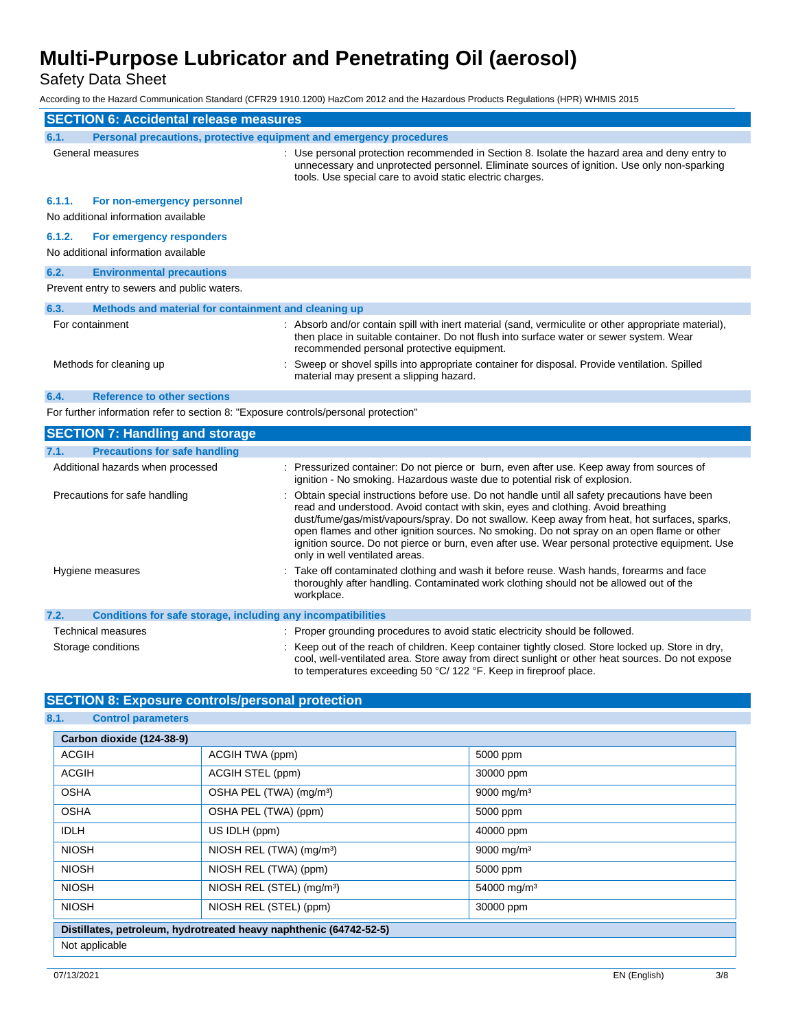## SECTION 6: Accidental release measures

### 6.1. Personal precautions, protective equipment and emergency procedures

General measures : Use personal protection recommended in Section 8. Isolate the hazard area and deny entry to unnecessary and unprotected personnel. Eliminate sources of ignition. Use only non-sparking tools. Use special care to avoid static electric charges.

#### 6.1.1. For non-emergency personnel

No additional information available

#### 6.1.2. For emergency responders

No additional information available

### 6.2. Environmental precautions

Prevent entry to sewers and public waters.

### 6.3. Methods and material for containment and cleaning up

For containment : Absorb and/or contain spill with inert material (sand, vermiculite or other appropriate material), then place in suitable container. Do not flush into surface water or sewer system. Wear recommended personal protective equipment.

Methods for cleaning up : Sweep or shovel spills into appropriate container for disposal. Provide ventilation. Spilled material may present a slipping hazard.

### 6.4. Reference to other sections

For further information refer to section 8: "Exposure controls/personal protection"

## SECTION 7: Handling and storage

### 7.1. Precautions for safe handling

Additional hazards when processed : Pressurized container: Do not pierce or burn, even after use. Keep away from sources of ignition - No smoking. Hazardous waste due to potential risk of explosion.

Precautions for safe handling : Obtain special instructions before use. Do not handle until all safety precautions have been read and understood. Avoid contact with skin, eyes and clothing. Avoid breathing dust/fume/gas/mist/vapours/spray. Do not swallow. Keep away from heat, hot surfaces, sparks, open flames and other ignition sources. No smoking. Do not spray on an open flame or other ignition source. Do not pierce or burn, even after use. Wear personal protective equipment. Use only in well ventilated areas.

Hygiene measures : Take off contaminated clothing and wash it before reuse. Wash hands, forearms and face thoroughly after handling. Contaminated work clothing should not be allowed out of the workplace.

### 7.2. Conditions for safe storage, including any incompatibilities

Technical measures : Proper grounding procedures to avoid static electricity should be followed.

Storage conditions : Keep out of the reach of children. Keep container tightly closed. Store locked up. Store in dry, cool, well-ventilated area. Store away from direct sunlight or other heat sources. Do not expose to temperatures exceeding 50 °C/ 122 °F. Keep in fireproof place.

## SECTION 8: Exposure controls/personal protection

### 8.1. Control parameters

| Carbon dioxide (124-38-9) | | |
|---|---|---|
| ACGIH | ACGIH TWA (ppm) | 5000 ppm |
| ACGIH | ACGIH STEL (ppm) | 30000 ppm |
| OSHA | OSHA PEL (TWA) (mg/m³) | 9000 mg/m³ |
| OSHA | OSHA PEL (TWA) (ppm) | 5000 ppm |
| IDLH | US IDLH (ppm) | 40000 ppm |
| NIOSH | NIOSH REL (TWA) (mg/m³) | 9000 mg/m³ |
| NIOSH | NIOSH REL (TWA) (ppm) | 5000 ppm |
| NIOSH | NIOSH REL (STEL) (mg/m³) | 54000 mg/m³ |
| NIOSH | NIOSH REL (STEL) (ppm) | 30000 ppm |

| Distillates, petroleum, hydrotreated heavy naphthenic (64742-52-5) |
|---|
| Not applicable |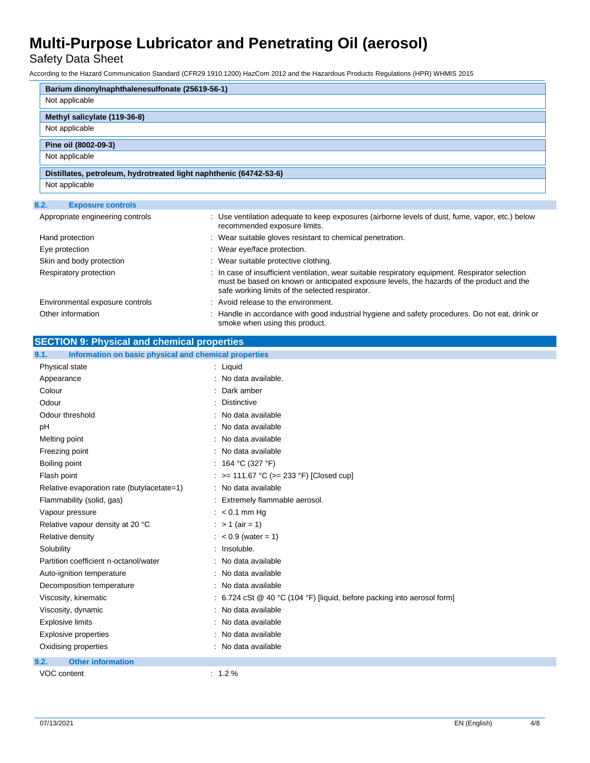| Barium dinonylnaphthalenesulfonate (25619-56-1) |
|---|
| Not applicable |

| Methyl salicylate (119-36-8) |
|---|
| Not applicable |

| Pine oil (8002-09-3) |
|---|
| Not applicable |

| Distillates, petroleum, hydrotreated light naphthenic (64742-53-6) |
|---|
| Not applicable |

### 8.2. Exposure controls

| | |
|---|---|
| Appropriate engineering controls | : Use ventilation adequate to keep exposures (airborne levels of dust, fume, vapor, etc.) below recommended exposure limits. |
| Hand protection | : Wear suitable gloves resistant to chemical penetration. |
| Eye protection | : Wear eye/face protection. |
| Skin and body protection | : Wear suitable protective clothing. |
| Respiratory protection | : In case of insufficient ventilation, wear suitable respiratory equipment. Respirator selection must be based on known or anticipated exposure levels, the hazards of the product and the safe working limits of the selected respirator. |
| Environmental exposure controls | : Avoid release to the environment. |
| Other information | : Handle in accordance with good industrial hygiene and safety procedures. Do not eat, drink or smoke when using this product. |

## SECTION 9: Physical and chemical properties

### 9.1. Information on basic physical and chemical properties

| | |
|---|---|
| Physical state | : Liquid |
| Appearance | : No data available. |
| Colour | : Dark amber |
| Odour | : Distinctive |
| Odour threshold | : No data available |
| pH | : No data available |
| Melting point | : No data available |
| Freezing point | : No data available |
| Boiling point | : 164 °C (327 °F) |
| Flash point | : >= 111.67 °C (>= 233 °F) [Closed cup] |
| Relative evaporation rate (butylacetate=1) | : No data available |
| Flammability (solid, gas) | : Extremely flammable aerosol. |
| Vapour pressure | : < 0.1 mm Hg |
| Relative vapour density at 20 °C | : > 1 (air = 1) |
| Relative density | : < 0.9 (water = 1) |
| Solubility | : Insoluble. |
| Partition coefficient n-octanol/water | : No data available |
| Auto-ignition temperature | : No data available |
| Decomposition temperature | : No data available |
| Viscosity, kinematic | : 6.724 cSt @ 40 °C (104 °F) [liquid, before packing into aerosol form] |
| Viscosity, dynamic | : No data available |
| Explosive limits | : No data available |
| Explosive properties | : No data available |
| Oxidising properties | : No data available |

### 9.2. Other information

| | |
|---|---|
| VOC content | : 1.2 % |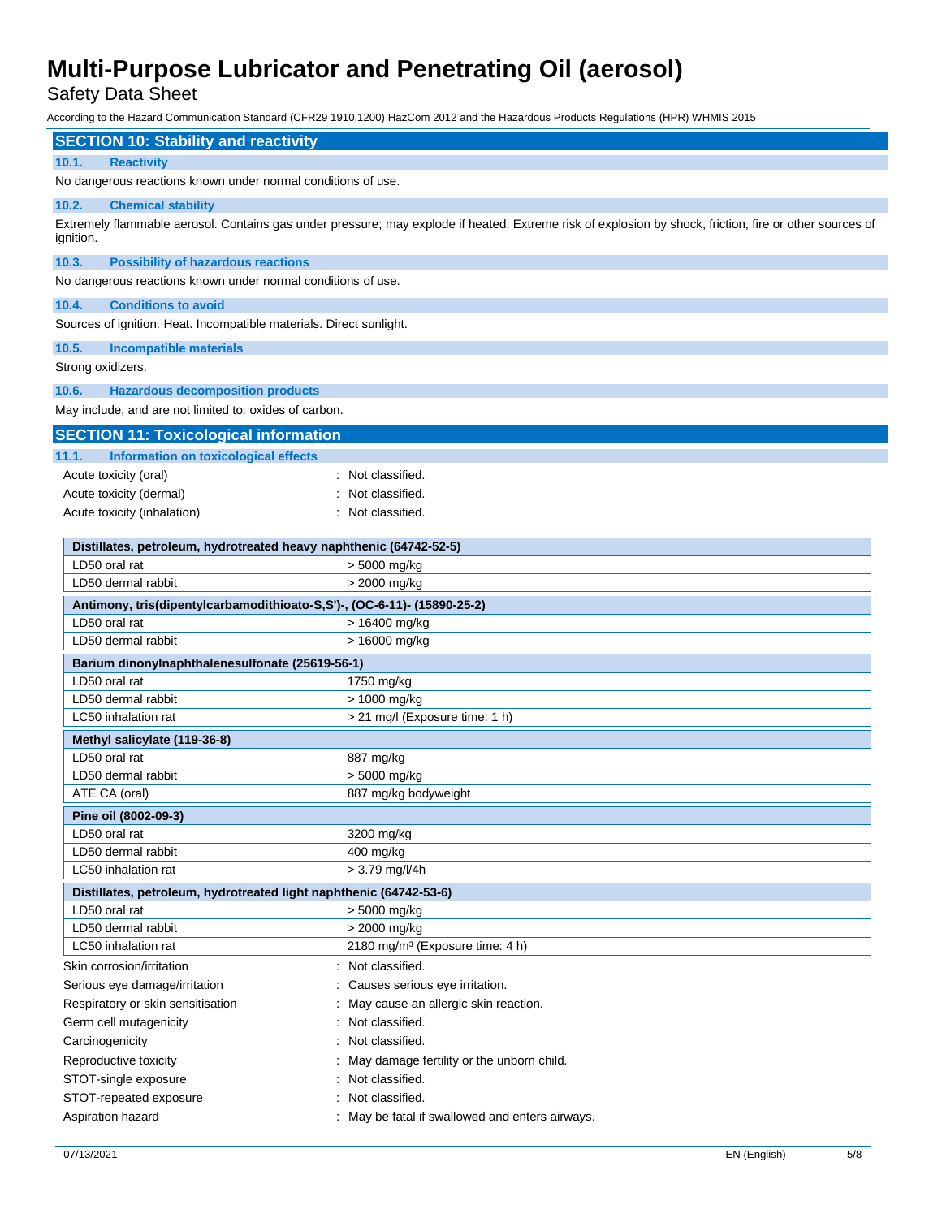## SECTION 10: Stability and reactivity

### 10.1. Reactivity

No dangerous reactions known under normal conditions of use.

### 10.2. Chemical stability

Extremely flammable aerosol. Contains gas under pressure; may explode if heated. Extreme risk of explosion by shock, friction, fire or other sources of ignition.

### 10.3. Possibility of hazardous reactions

No dangerous reactions known under normal conditions of use.

### 10.4. Conditions to avoid

Sources of ignition. Heat. Incompatible materials. Direct sunlight.

### 10.5. Incompatible materials

Strong oxidizers.

### 10.6. Hazardous decomposition products

May include, and are not limited to: oxides of carbon.

## SECTION 11: Toxicological information

### 11.1. Information on toxicological effects

Acute toxicity (oral) : Not classified.
Acute toxicity (dermal) : Not classified.
Acute toxicity (inhalation) : Not classified.

| Distillates, petroleum, hydrotreated heavy naphthenic (64742-52-5) | |
|---|---|
| LD50 oral rat | > 5000 mg/kg |
| LD50 dermal rabbit | > 2000 mg/kg |
| **Antimony, tris(dipentylcarbamodithioato-S,S')-, (OC-6-11)- (15890-25-2)** | |
| LD50 oral rat | > 16400 mg/kg |
| LD50 dermal rabbit | > 16000 mg/kg |
| **Barium dinonylnaphthalenesulfonate (25619-56-1)** | |
| LD50 oral rat | 1750 mg/kg |
| LD50 dermal rabbit | > 1000 mg/kg |
| LC50 inhalation rat | > 21 mg/l (Exposure time: 1 h) |
| **Methyl salicylate (119-36-8)** | |
| LD50 oral rat | 887 mg/kg |
| LD50 dermal rabbit | > 5000 mg/kg |
| ATE CA (oral) | 887 mg/kg bodyweight |
| **Pine oil (8002-09-3)** | |
| LD50 oral rat | 3200 mg/kg |
| LD50 dermal rabbit | 400 mg/kg |
| LC50 inhalation rat | > 3.79 mg/l/4h |
| **Distillates, petroleum, hydrotreated light naphthenic (64742-53-6)** | |
| LD50 oral rat | > 5000 mg/kg |
| LD50 dermal rabbit | > 2000 mg/kg |
| LC50 inhalation rat | 2180 mg/m³ (Exposure time: 4 h) |

Skin corrosion/irritation : Not classified.
Serious eye damage/irritation : Causes serious eye irritation.
Respiratory or skin sensitisation : May cause an allergic skin reaction.
Germ cell mutagenicity : Not classified.
Carcinogenicity : Not classified.
Reproductive toxicity : May damage fertility or the unborn child.
STOT-single exposure : Not classified.
STOT-repeated exposure : Not classified.
Aspiration hazard : May be fatal if swallowed and enters airways.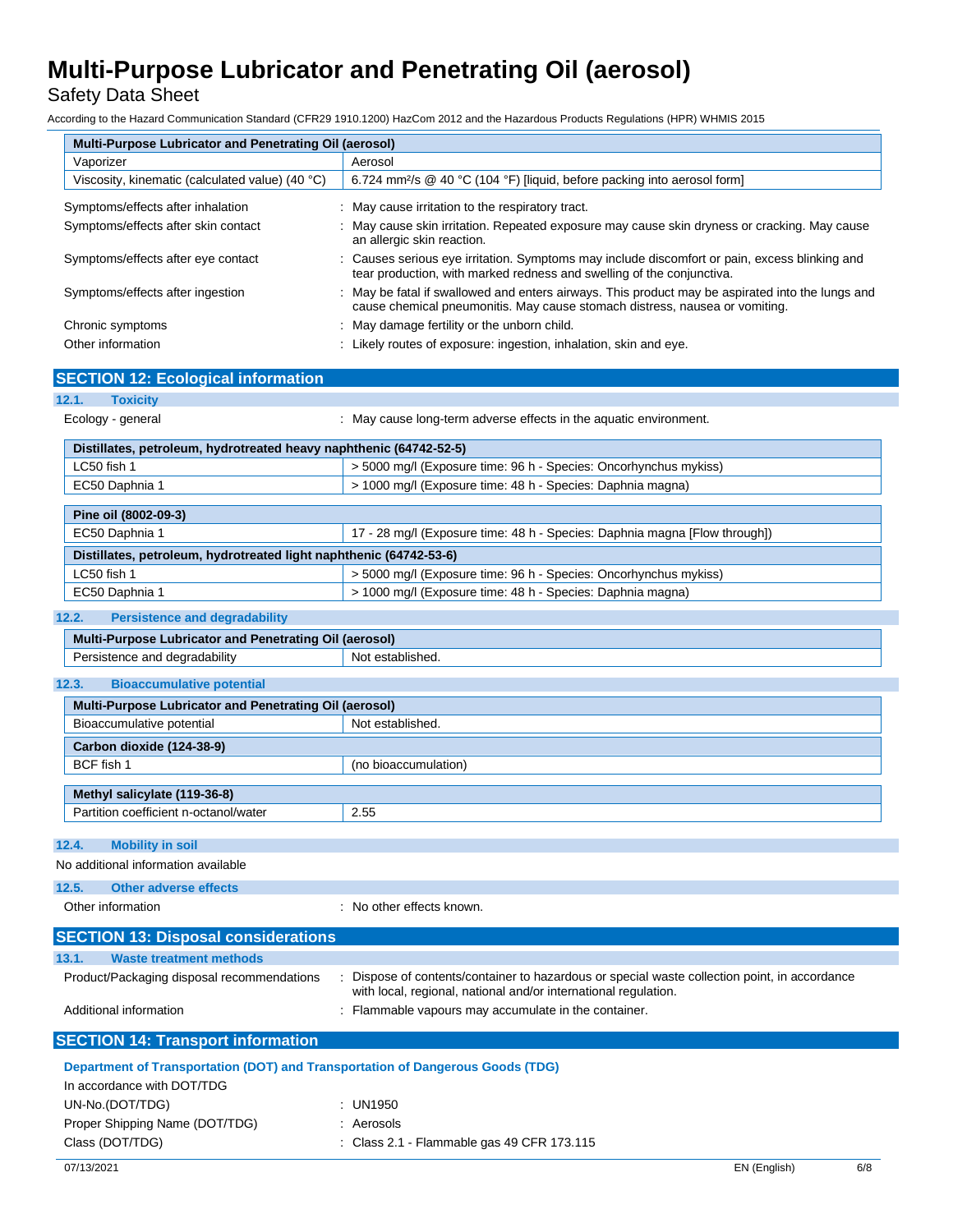| Multi-Purpose Lubricator and Penetrating Oil (aerosol) | |
|---|---|
| Vaporizer | Aerosol |
| Viscosity, kinematic (calculated value) (40 °C) | 6.724 mm²/s @ 40 °C (104 °F) [liquid, before packing into aerosol form] |

Symptoms/effects after inhalation : May cause irritation to the respiratory tract.

Symptoms/effects after skin contact : May cause skin irritation. Repeated exposure may cause skin dryness or cracking. May cause an allergic skin reaction.

Symptoms/effects after eye contact : Causes serious eye irritation. Symptoms may include discomfort or pain, excess blinking and tear production, with marked redness and swelling of the conjunctiva.

Symptoms/effects after ingestion : May be fatal if swallowed and enters airways. This product may be aspirated into the lungs and cause chemical pneumonitis. May cause stomach distress, nausea or vomiting.

Chronic symptoms : May damage fertility or the unborn child.

Other information : Likely routes of exposure: ingestion, inhalation, skin and eye.

## SECTION 12: Ecological information

### 12.1. Toxicity

Ecology - general : May cause long-term adverse effects in the aquatic environment.

| Distillates, petroleum, hydrotreated heavy naphthenic (64742-52-5) | |
|---|---|
| LC50 fish 1 | > 5000 mg/l (Exposure time: 96 h - Species: Oncorhynchus mykiss) |
| EC50 Daphnia 1 | > 1000 mg/l (Exposure time: 48 h - Species: Daphnia magna) |

| Pine oil (8002-09-3) | |
|---|---|
| EC50 Daphnia 1 | 17 - 28 mg/l (Exposure time: 48 h - Species: Daphnia magna [Flow through]) |

| Distillates, petroleum, hydrotreated light naphthenic (64742-53-6) | |
|---|---|
| LC50 fish 1 | > 5000 mg/l (Exposure time: 96 h - Species: Oncorhynchus mykiss) |
| EC50 Daphnia 1 | > 1000 mg/l (Exposure time: 48 h - Species: Daphnia magna) |

### 12.2. Persistence and degradability

| Multi-Purpose Lubricator and Penetrating Oil (aerosol) | |
|---|---|
| Persistence and degradability | Not established. |

### 12.3. Bioaccumulative potential

| Multi-Purpose Lubricator and Penetrating Oil (aerosol) | |
|---|---|
| Bioaccumulative potential | Not established. |

| Carbon dioxide (124-38-9) | |
|---|---|
| BCF fish 1 | (no bioaccumulation) |

| Methyl salicylate (119-36-8) | |
|---|---|
| Partition coefficient n-octanol/water | 2.55 |

### 12.4. Mobility in soil

No additional information available

### 12.5. Other adverse effects

Other information : No other effects known.

## SECTION 13: Disposal considerations

### 13.1. Waste treatment methods

Product/Packaging disposal recommendations : Dispose of contents/container to hazardous or special waste collection point, in accordance with local, regional, national and/or international regulation.

Additional information : Flammable vapours may accumulate in the container.

## SECTION 14: Transport information

**Department of Transportation (DOT) and Transportation of Dangerous Goods (TDG)**

In accordance with DOT/TDG

UN-No.(DOT/TDG) : UN1950

Proper Shipping Name (DOT/TDG) : Aerosols

Class (DOT/TDG) : Class 2.1 - Flammable gas 49 CFR 173.115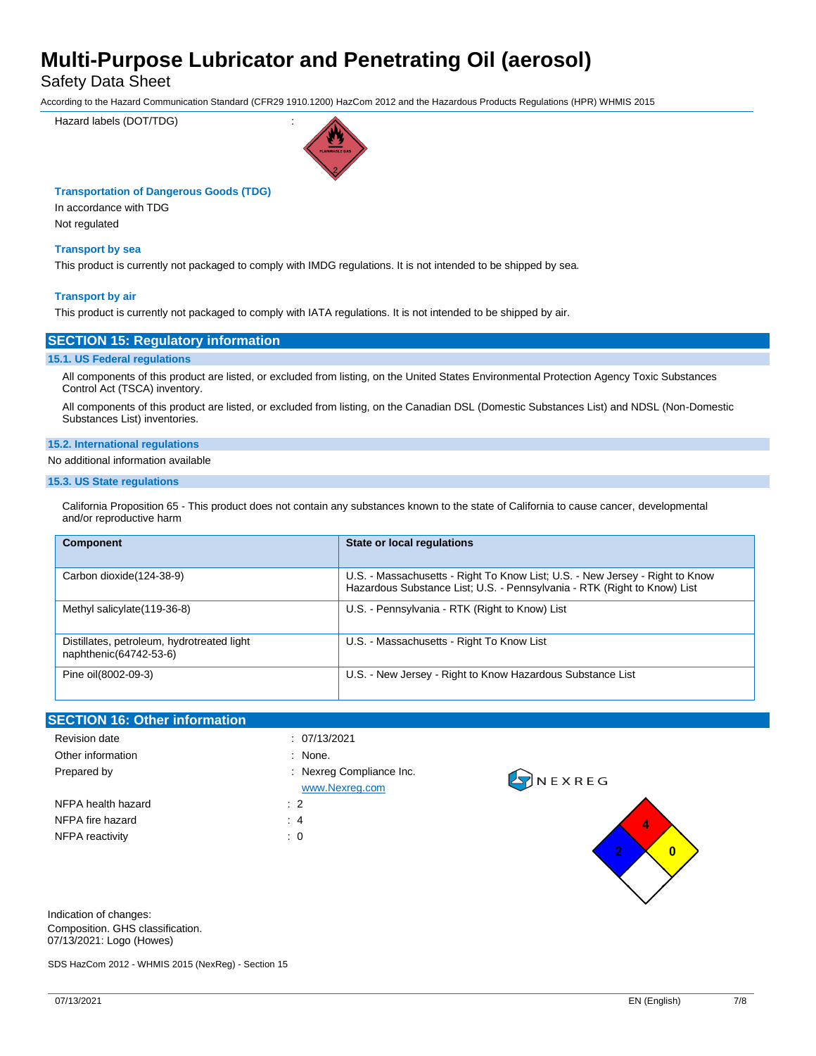Hazard labels (DOT/TDG) :

**Transportation of Dangerous Goods (TDG)**

In accordance with TDG

Not regulated

**Transport by sea**

This product is currently not packaged to comply with IMDG regulations. It is not intended to be shipped by sea.

**Transport by air**

This product is currently not packaged to comply with IATA regulations. It is not intended to be shipped by air.

## SECTION 15: Regulatory information

### 15.1. US Federal regulations

All components of this product are listed, or excluded from listing, on the United States Environmental Protection Agency Toxic Substances Control Act (TSCA) inventory.

All components of this product are listed, or excluded from listing, on the Canadian DSL (Domestic Substances List) and NDSL (Non-Domestic Substances List) inventories.

### 15.2. International regulations

No additional information available

### 15.3. US State regulations

California Proposition 65 - This product does not contain any substances known to the state of California to cause cancer, developmental and/or reproductive harm

| Component | State or local regulations |
|---|---|
| Carbon dioxide(124-38-9) | U.S. - Massachusetts - Right To Know List; U.S. - New Jersey - Right to Know Hazardous Substance List; U.S. - Pennsylvania - RTK (Right to Know) List |
| Methyl salicylate(119-36-8) | U.S. - Pennsylvania - RTK (Right to Know) List |
| Distillates, petroleum, hydrotreated light naphthenic(64742-53-6) | U.S. - Massachusetts - Right To Know List |
| Pine oil(8002-09-3) | U.S. - New Jersey - Right to Know Hazardous Substance List |

## SECTION 16: Other information

Revision date : 07/13/2021

Other information : None.

Prepared by : Nexreg Compliance Inc.
www.Nexreg.com

NFPA health hazard : 2

NFPA fire hazard : 4

NFPA reactivity : 0

Indication of changes:
Composition. GHS classification.
07/13/2021: Logo (Howes)

SDS HazCom 2012 - WHMIS 2015 (NexReg) - Section 15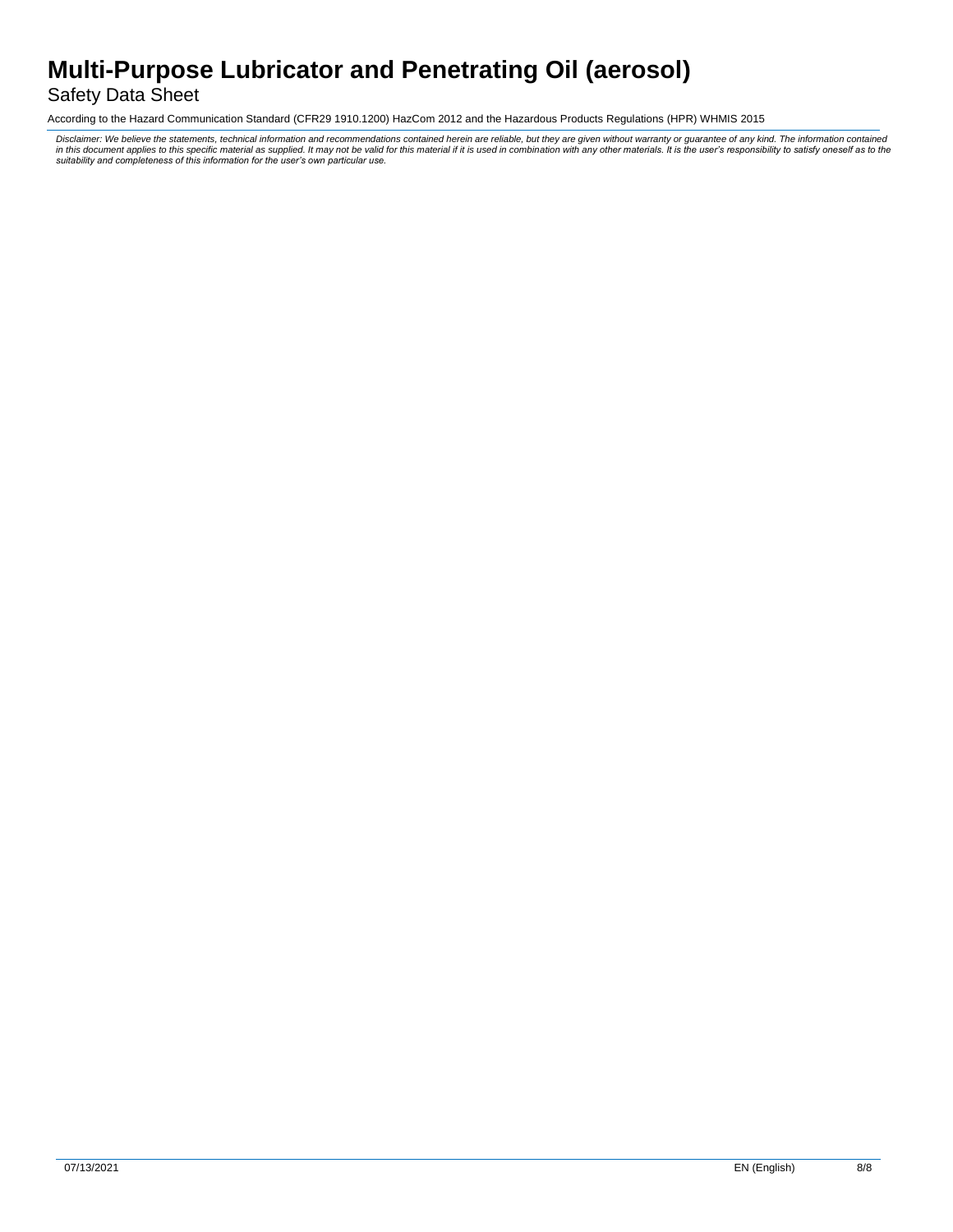*Disclaimer: We believe the statements, technical information and recommendations contained herein are reliable, but they are given without warranty or guarantee of any kind. The information contained in this document applies to this specific material as supplied. It may not be valid for this material if it is used in combination with any other materials. It is the user's responsibility to satisfy oneself as to the suitability and completeness of this information for the user's own particular use.*